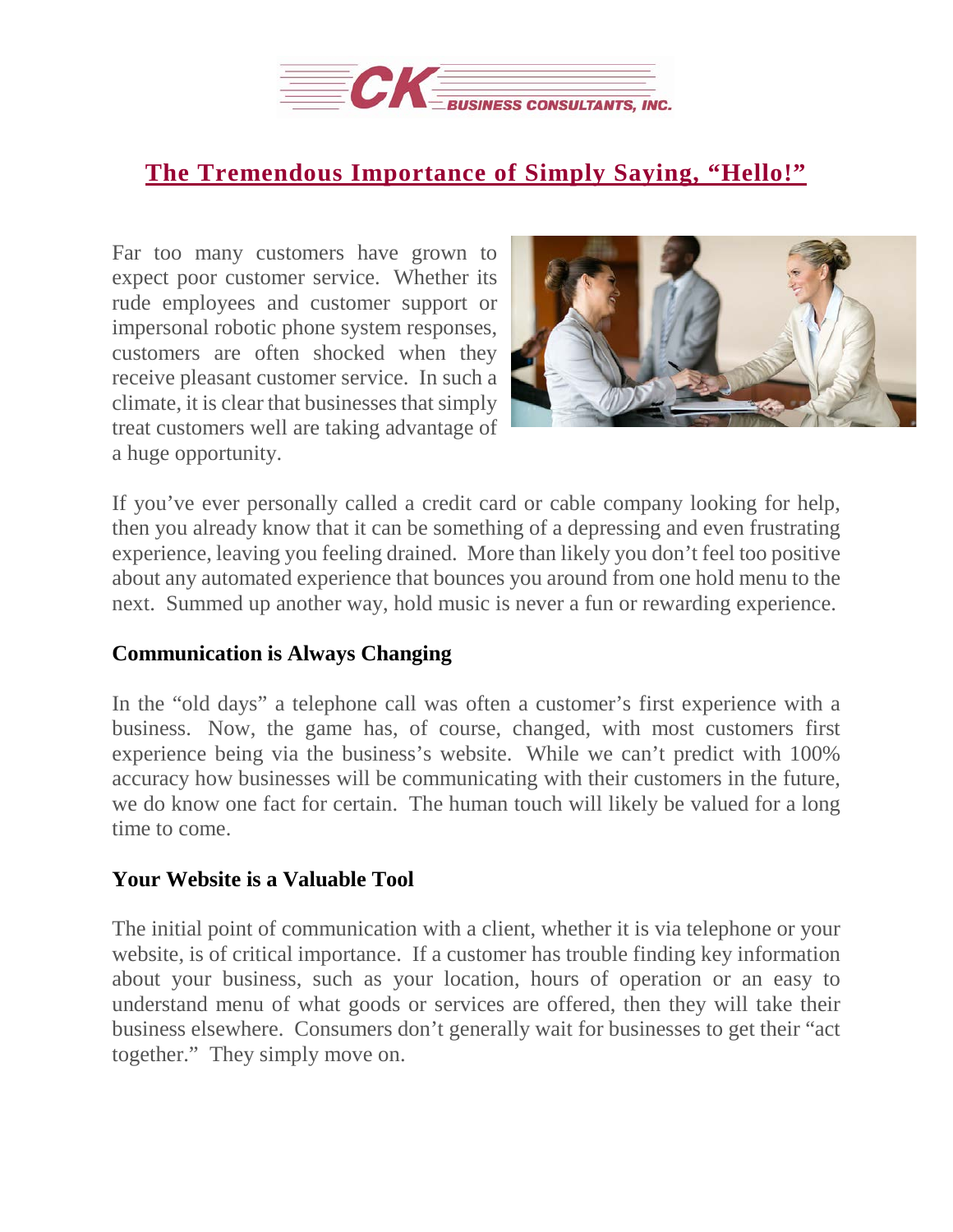# The Tremendous Importance of Simply Saying, "Hello!"

Far too many customers have grown to expect poor customer service. Whether its rude employees and customer support or impersonal robotic phone system responses, customers are often shocked when they receive pleasant customer service. In such a climate, it is clear that businesses that simply treat customers well are taking advantage of a huge opportunity.

If you've ever personally called a credit card or cable company looking for help, then you already know that it can be something of a depressing and even frustrating experience, leaving you feeling drained. More than likely you don't feel too positive about any automated experience that bounces you around from one hold menu to the next. Summed up another way, hold music is never a fun or rewarding experience.

**Communication is Always Changing**

In the "old days" a telephone call was often a customer's first experience with a business. Now, the game has, of course, changed, with most customers first experience being via the business's website. While we can't predict with 100% accuracy how businesses will be communicating with their customers in the future, we do know one fact for certain. The human touch will likely be valued for a long time to come.

**Your Website is a Valuable Tool**

The initial point of communication with a client, whether it is via telephone or your website, is of critical importance. If a customer has trouble finding key information about your business, such as your location, hours of operation or an easy to understand menu of what goods or services are offered, then they will take their business elsewhere. Consumers don't generally wait for businesses to get their "act together." They simply move on.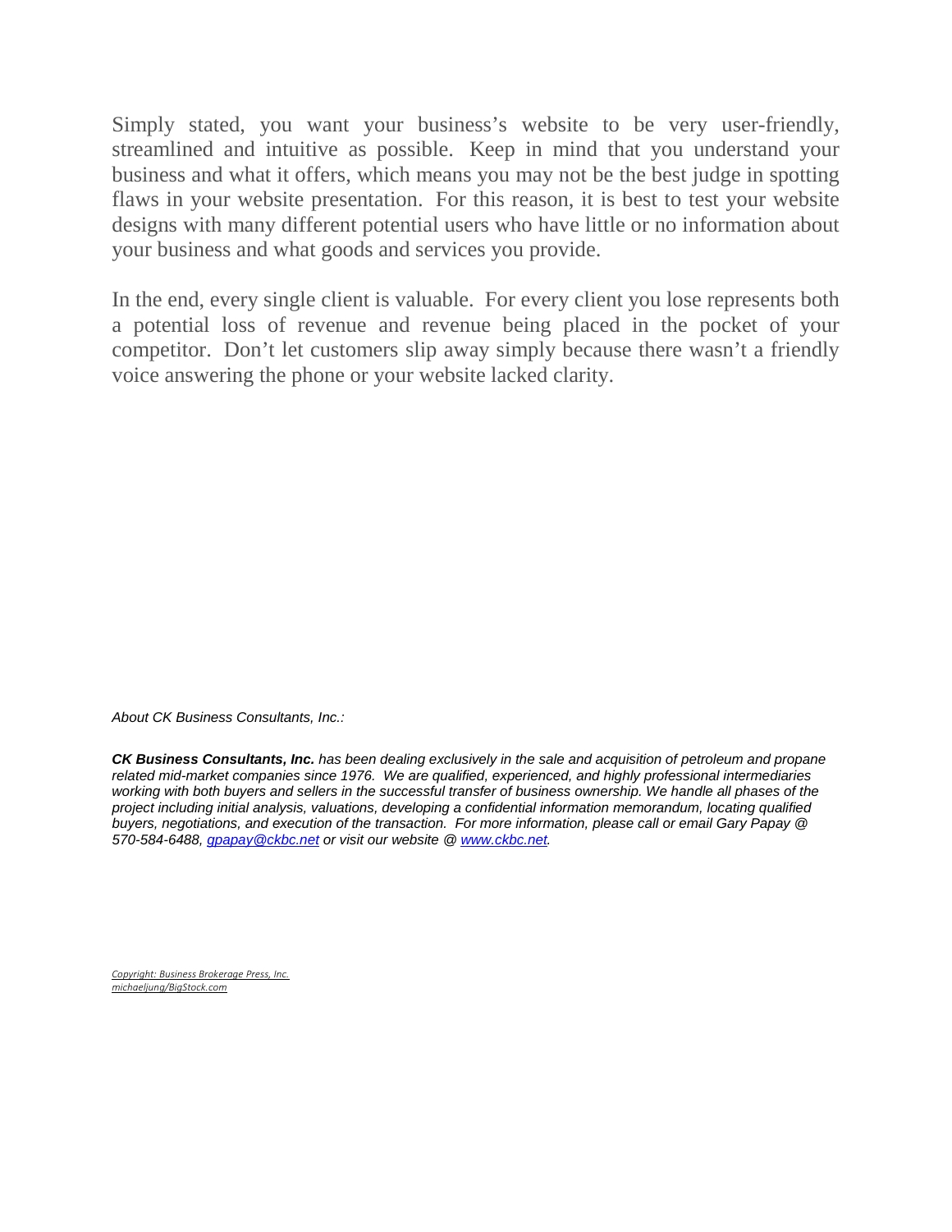Simply stated, you want your business's website to be very user-friendly, streamlined and intuitive as possible. Keep in mind that you understand your business and what it offers, which means you may not be the best judge in spotting flaws in your website presentation. For this reason, it is best to test your website designs with many different potential users who have little or no information about your business and what goods and services you provide.

In the end, every single client is valuable. For every client you lose represents both a potential loss of revenue and revenue being placed in the pocket of your competitor. Don't let customers slip away simply because there wasn't a friendly voice answering the phone or your website lacked clarity.

*About CK Business Consultants, Inc.:*

***CK Business Consultants, Inc.*** *has been dealing exclusively in the sale and acquisition of petroleum and propane related mid-market companies since 1976. We are qualified, experienced, and highly professional intermediaries working with both buyers and sellers in the successful transfer of business ownership. We handle all phases of the project including initial analysis, valuations, developing a confidential information memorandum, locating qualified buyers, negotiations, and execution of the transaction. For more information, please call or email Gary Papay @ 570-584-6488, [gpapay@ckbc.net](mailto:gpapay@ckbc.net) or visit our website @ [www.ckbc.net](http://www.ckbc.net).*

*Copyright: Business Brokerage Press, Inc.*
*michaeljung/BigStock.com*